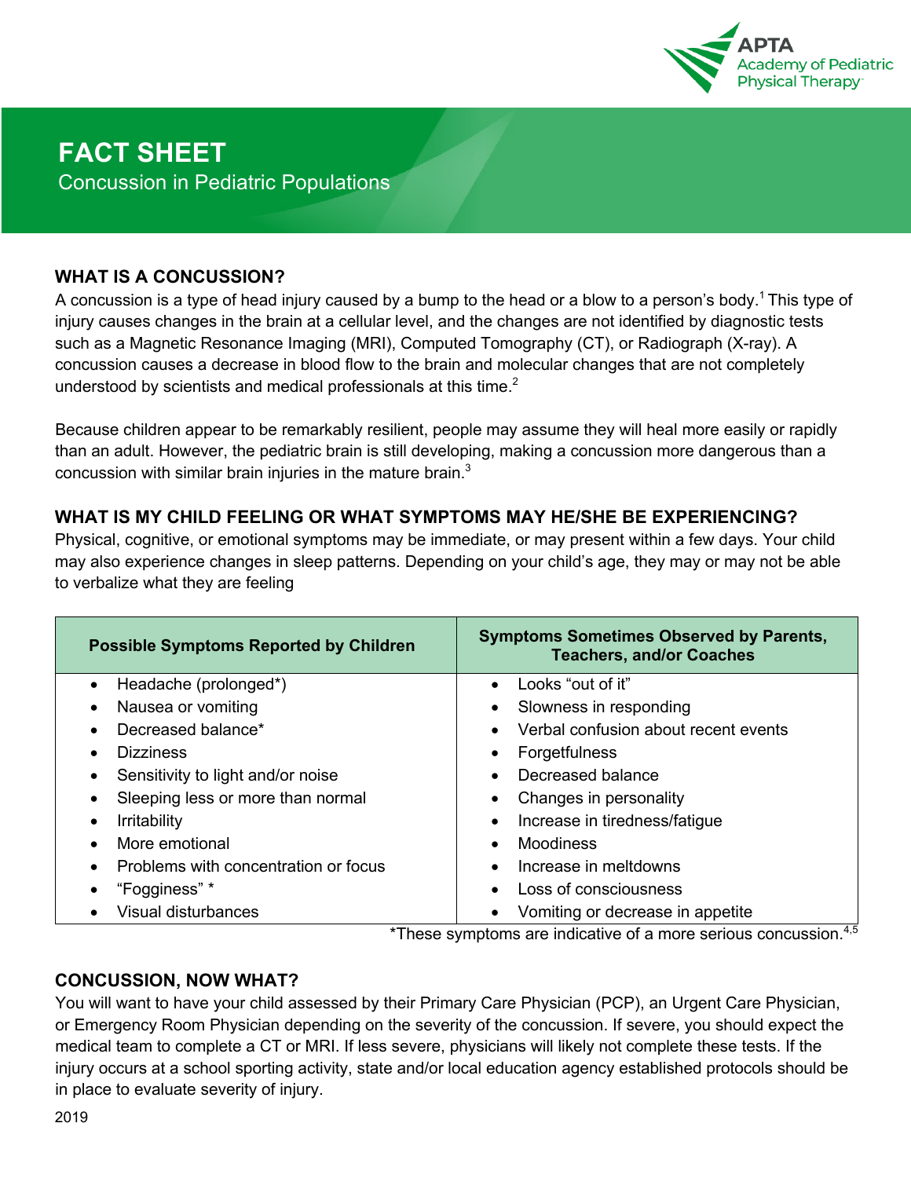APTA Academy of Pediatric Physical Therapy

# FACT SHEET

## Concussion in Pediatric Populations

### WHAT IS A CONCUSSION?

A concussion is a type of head injury caused by a bump to the head or a blow to a person's body.[1] This type of injury causes changes in the brain at a cellular level, and the changes are not identified by diagnostic tests such as a Magnetic Resonance Imaging (MRI), Computed Tomography (CT), or Radiograph (X-ray). A concussion causes a decrease in blood flow to the brain and molecular changes that are not completely understood by scientists and medical professionals at this time.[2]

Because children appear to be remarkably resilient, people may assume they will heal more easily or rapidly than an adult. However, the pediatric brain is still developing, making a concussion more dangerous than a concussion with similar brain injuries in the mature brain.[3]

### WHAT IS MY CHILD FEELING OR WHAT SYMPTOMS MAY HE/SHE BE EXPERIENCING?

Physical, cognitive, or emotional symptoms may be immediate, or may present within a few days. Your child may also experience changes in sleep patterns. Depending on your child's age, they may or may not be able to verbalize what they are feeling

| Possible Symptoms Reported by Children | Symptoms Sometimes Observed by Parents, Teachers, and/or Coaches |
|---|---|
| • Headache (prolonged*) | • Looks "out of it" |
| • Nausea or vomiting | • Slowness in responding |
| • Decreased balance* | • Verbal confusion about recent events |
| • Dizziness | • Forgetfulness |
| • Sensitivity to light and/or noise | • Decreased balance |
| • Sleeping less or more than normal | • Changes in personality |
| • Irritability | • Increase in tiredness/fatigue |
| • More emotional | • Moodiness |
| • Problems with concentration or focus | • Increase in meltdowns |
| • "Fogginess" * | • Loss of consciousness |
| • Visual disturbances | • Vomiting or decrease in appetite |

*These symptoms are indicative of a more serious concussion.[4,5]

### CONCUSSION, NOW WHAT?

You will want to have your child assessed by their Primary Care Physician (PCP), an Urgent Care Physician, or Emergency Room Physician depending on the severity of the concussion. If severe, you should expect the medical team to complete a CT or MRI. If less severe, physicians will likely not complete these tests. If the injury occurs at a school sporting activity, state and/or local education agency established protocols should be in place to evaluate severity of injury.

2019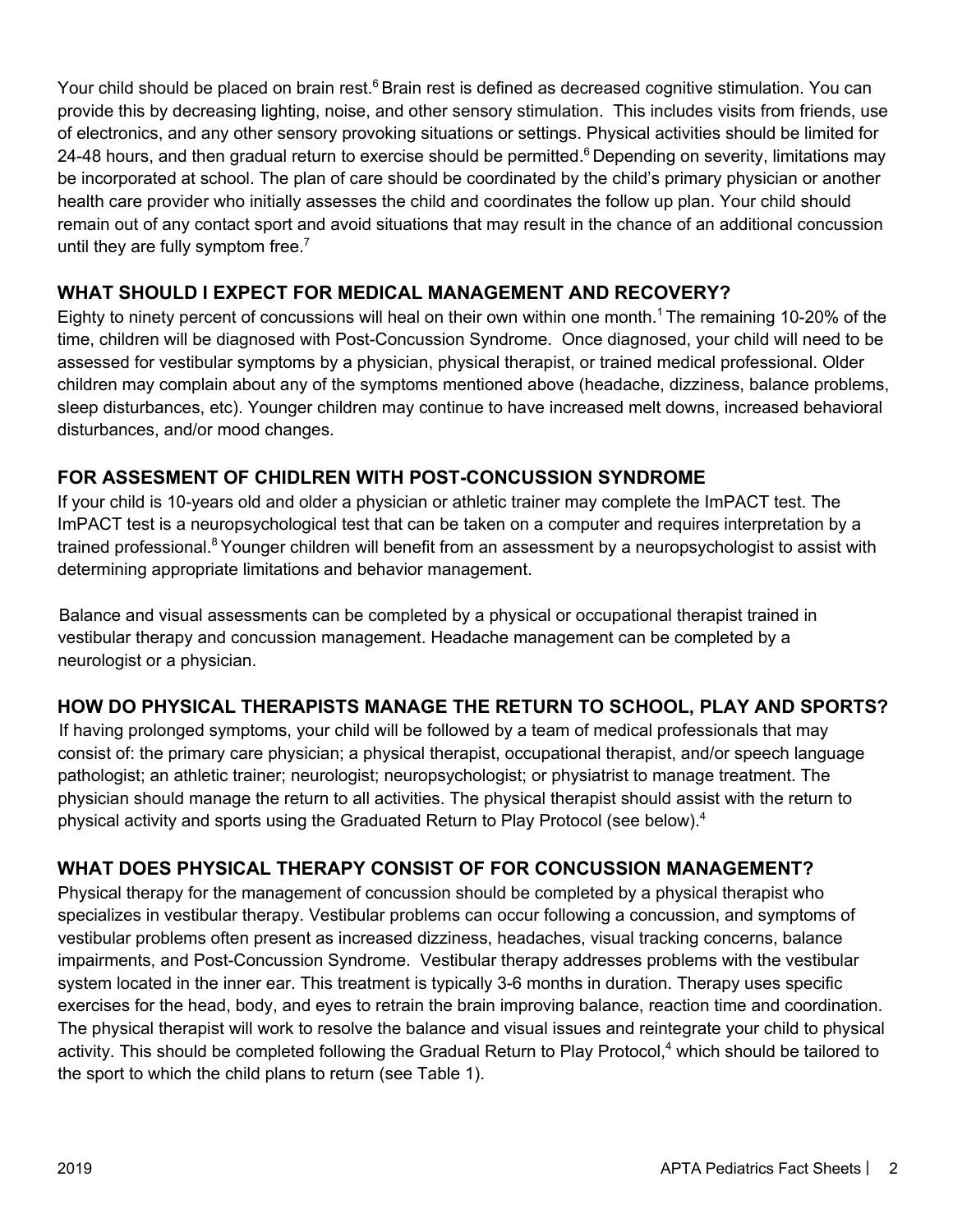Your child should be placed on brain rest.[6] Brain rest is defined as decreased cognitive stimulation. You can provide this by decreasing lighting, noise, and other sensory stimulation. This includes visits from friends, use of electronics, and any other sensory provoking situations or settings. Physical activities should be limited for 24-48 hours, and then gradual return to exercise should be permitted.[6] Depending on severity, limitations may be incorporated at school. The plan of care should be coordinated by the child's primary physician or another health care provider who initially assesses the child and coordinates the follow up plan. Your child should remain out of any contact sport and avoid situations that may result in the chance of an additional concussion until they are fully symptom free.[7]

## WHAT SHOULD I EXPECT FOR MEDICAL MANAGEMENT AND RECOVERY?

Eighty to ninety percent of concussions will heal on their own within one month.[1] The remaining 10-20% of the time, children will be diagnosed with Post-Concussion Syndrome. Once diagnosed, your child will need to be assessed for vestibular symptoms by a physician, physical therapist, or trained medical professional. Older children may complain about any of the symptoms mentioned above (headache, dizziness, balance problems, sleep disturbances, etc). Younger children may continue to have increased melt downs, increased behavioral disturbances, and/or mood changes.

## FOR ASSESEMENT OF CHIDLREN WITH POST-CONCUSSION SYNDROME

If your child is 10-years old and older a physician or athletic trainer may complete the ImPACT test. The ImPACT test is a neuropsychological test that can be taken on a computer and requires interpretation by a trained professional.[8] Younger children will benefit from an assessment by a neuropsychologist to assist with determining appropriate limitations and behavior management.

Balance and visual assessments can be completed by a physical or occupational therapist trained in vestibular therapy and concussion management. Headache management can be completed by a neurologist or a physician.

## HOW DO PHYSICAL THERAPISTS MANAGE THE RETURN TO SCHOOL, PLAY AND SPORTS?

If having prolonged symptoms, your child will be followed by a team of medical professionals that may consist of: the primary care physician; a physical therapist, occupational therapist, and/or speech language pathologist; an athletic trainer; neurologist; neuropsychologist; or physiatrist to manage treatment. The physician should manage the return to all activities. The physical therapist should assist with the return to physical activity and sports using the Graduated Return to Play Protocol (see below).[4]

## WHAT DOES PHYSICAL THERAPY CONSIST OF FOR CONCUSSION MANAGEMENT?

Physical therapy for the management of concussion should be completed by a physical therapist who specializes in vestibular therapy. Vestibular problems can occur following a concussion, and symptoms of vestibular problems often present as increased dizziness, headaches, visual tracking concerns, balance impairments, and Post-Concussion Syndrome. Vestibular therapy addresses problems with the vestibular system located in the inner ear. This treatment is typically 3-6 months in duration. Therapy uses specific exercises for the head, body, and eyes to retrain the brain improving balance, reaction time and coordination. The physical therapist will work to resolve the balance and visual issues and reintegrate your child to physical activity. This should be completed following the Gradual Return to Play Protocol,[4] which should be tailored to the sport to which the child plans to return (see Table 1).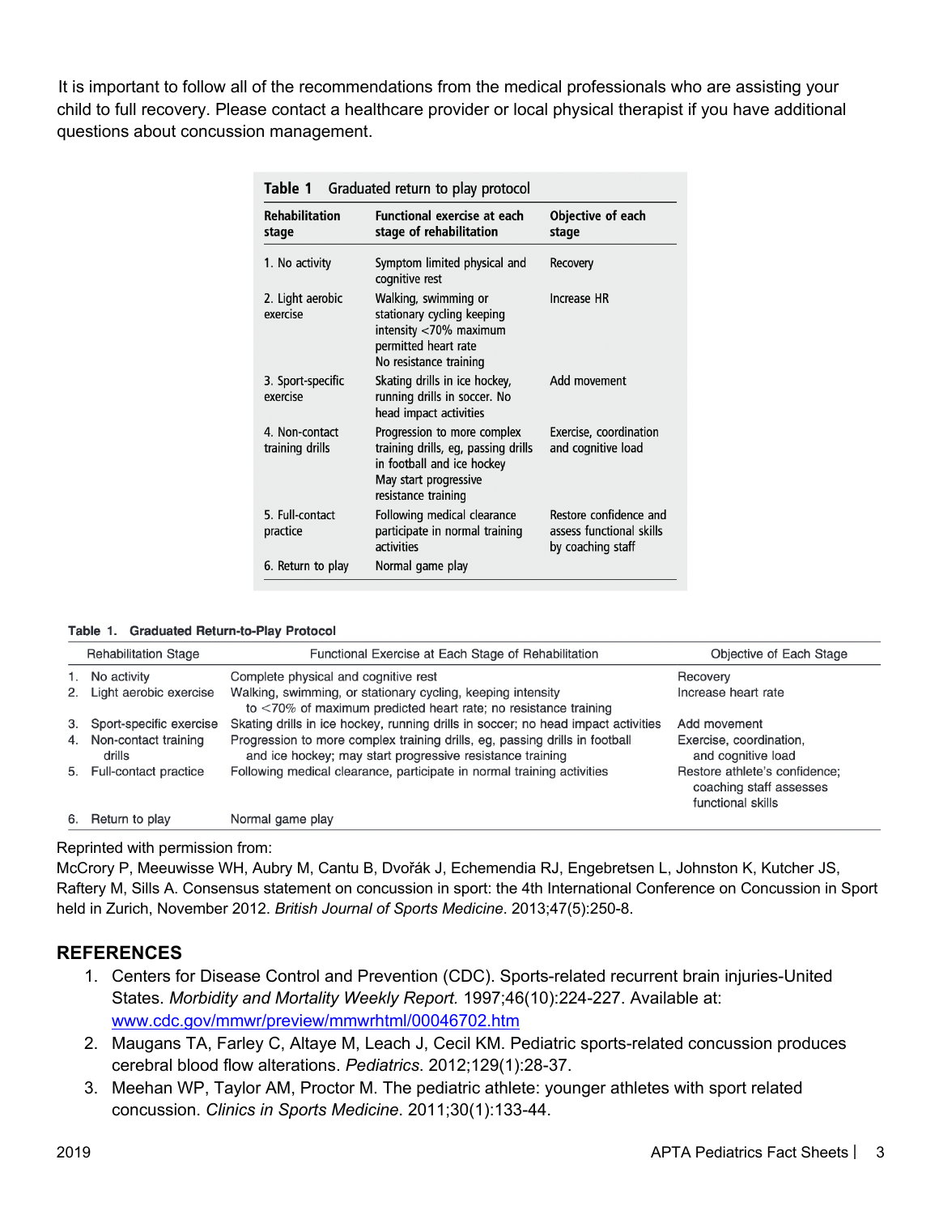It is important to follow all of the recommendations from the medical professionals who are assisting your child to full recovery. Please contact a healthcare provider or local physical therapist if you have additional questions about concussion management.

**Table 1** Graduated return to play protocol

| Rehabilitation stage | Functional exercise at each stage of rehabilitation | Objective of each stage |
|---|---|---|
| 1. No activity | Symptom limited physical and cognitive rest | Recovery |
| 2. Light aerobic exercise | Walking, swimming or stationary cycling keeping intensity <70% maximum permitted heart rate<br>No resistance training | Increase HR |
| 3. Sport-specific exercise | Skating drills in ice hockey, running drills in soccer. No head impact activities | Add movement |
| 4. Non-contact training drills | Progression to more complex training drills, eg, passing drills in football and ice hockey<br>May start progressive resistance training | Exercise, coordination and cognitive load |
| 5. Full-contact practice | Following medical clearance participate in normal training activities | Restore confidence and assess functional skills by coaching staff |
| 6. Return to play | Normal game play | |

**Table 1. Graduated Return-to-Play Protocol**

| Rehabilitation Stage | Functional Exercise at Each Stage of Rehabilitation | Objective of Each Stage |
|---|---|---|
| 1. No activity | Complete physical and cognitive rest | Recovery |
| 2. Light aerobic exercise | Walking, swimming, or stationary cycling, keeping intensity to <70% of maximum predicted heart rate; no resistance training | Increase heart rate |
| 3. Sport-specific exercise | Skating drills in ice hockey, running drills in soccer; no head impact activities | Add movement |
| 4. Non-contact training drills | Progression to more complex training drills, eg, passing drills in football and ice hockey; may start progressive resistance training | Exercise, coordination, and cognitive load |
| 5. Full-contact practice | Following medical clearance, participate in normal training activities | Restore athlete's confidence; coaching staff assesses functional skills |
| 6. Return to play | Normal game play | |

Reprinted with permission from:
McCrory P, Meeuwisse WH, Aubry M, Cantu B, Dvořák J, Echemendia RJ, Engebretsen L, Johnston K, Kutcher JS, Raftery M, Sills A. Consensus statement on concussion in sport: the 4th International Conference on Concussion in Sport held in Zurich, November 2012. *British Journal of Sports Medicine*. 2013;47(5):250-8.

## REFERENCES

1. Centers for Disease Control and Prevention (CDC). Sports-related recurrent brain injuries-United States. *Morbidity and Mortality Weekly Report.* 1997;46(10):224-227. Available at: www.cdc.gov/mmwr/preview/mmwrhtml/00046702.htm
2. Maugans TA, Farley C, Altaye M, Leach J, Cecil KM. Pediatric sports-related concussion produces cerebral blood flow alterations. *Pediatrics*. 2012;129(1):28-37.
3. Meehan WP, Taylor AM, Proctor M. The pediatric athlete: younger athletes with sport related concussion. *Clinics in Sports Medicine*. 2011;30(1):133-44.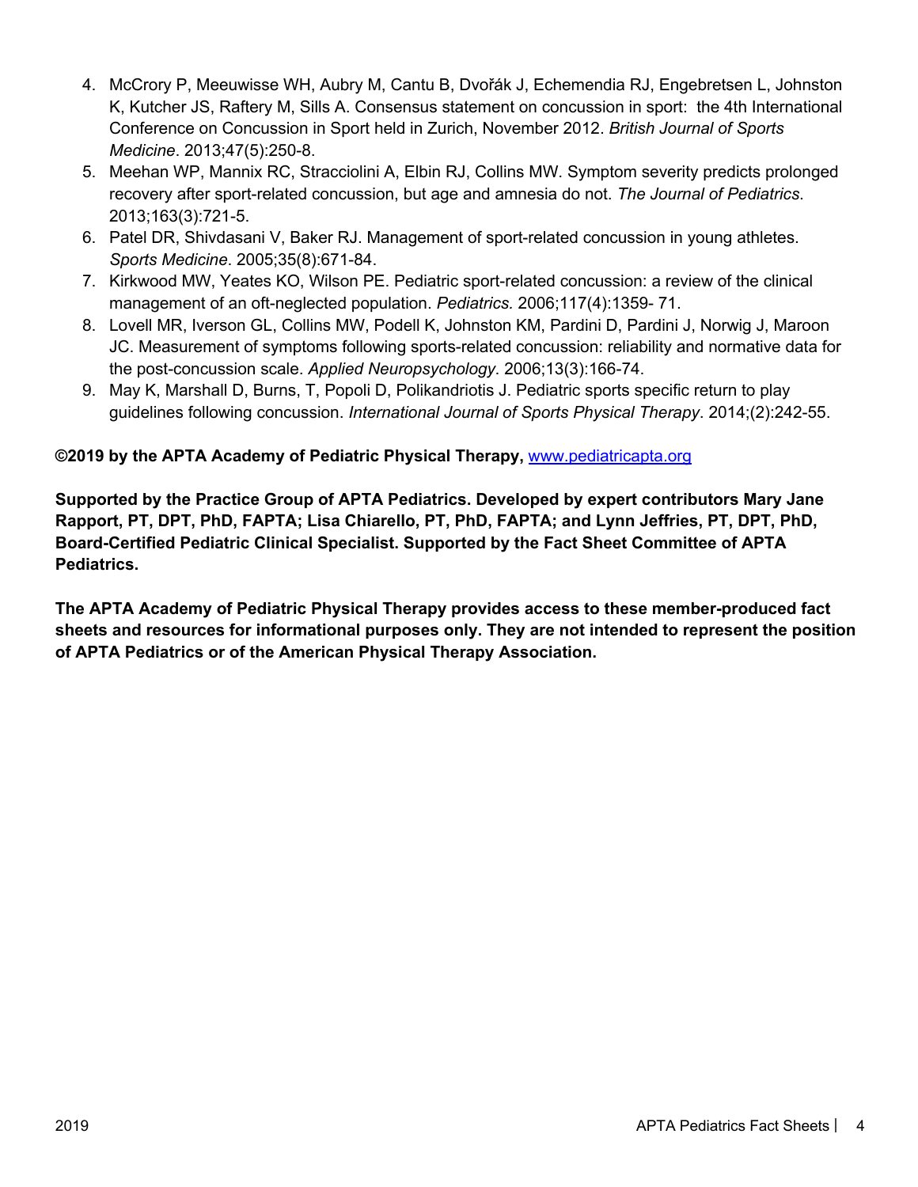4. McCrory P, Meeuwisse WH, Aubry M, Cantu B, Dvořák J, Echemendia RJ, Engebretsen L, Johnston K, Kutcher JS, Raftery M, Sills A. Consensus statement on concussion in sport: the 4th International Conference on Concussion in Sport held in Zurich, November 2012. *British Journal of Sports Medicine*. 2013;47(5):250-8.
5. Meehan WP, Mannix RC, Stracciolini A, Elbin RJ, Collins MW. Symptom severity predicts prolonged recovery after sport-related concussion, but age and amnesia do not. *The Journal of Pediatrics*. 2013;163(3):721-5.
6. Patel DR, Shivdasani V, Baker RJ. Management of sport-related concussion in young athletes. *Sports Medicine*. 2005;35(8):671-84.
7. Kirkwood MW, Yeates KO, Wilson PE. Pediatric sport-related concussion: a review of the clinical management of an oft-neglected population. *Pediatrics.* 2006;117(4):1359- 71.
8. Lovell MR, Iverson GL, Collins MW, Podell K, Johnston KM, Pardini D, Pardini J, Norwig J, Maroon JC. Measurement of symptoms following sports-related concussion: reliability and normative data for the post-concussion scale. *Applied Neuropsychology*. 2006;13(3):166-74.
9. May K, Marshall D, Burns, T, Popoli D, Polikandriotis J. Pediatric sports specific return to play guidelines following concussion. *International Journal of Sports Physical Therapy*. 2014;(2):242-55.

**©2019 by the APTA Academy of Pediatric Physical Therapy,** [www.pediatricapta.org](www.pediatricapta.org)

**Supported by the Practice Group of APTA Pediatrics. Developed by expert contributors Mary Jane Rapport, PT, DPT, PhD, FAPTA; Lisa Chiarello, PT, PhD, FAPTA; and Lynn Jeffries, PT, DPT, PhD, Board-Certified Pediatric Clinical Specialist. Supported by the Fact Sheet Committee of APTA Pediatrics.**

**The APTA Academy of Pediatric Physical Therapy provides access to these member-produced fact sheets and resources for informational purposes only. They are not intended to represent the position of APTA Pediatrics or of the American Physical Therapy Association.**